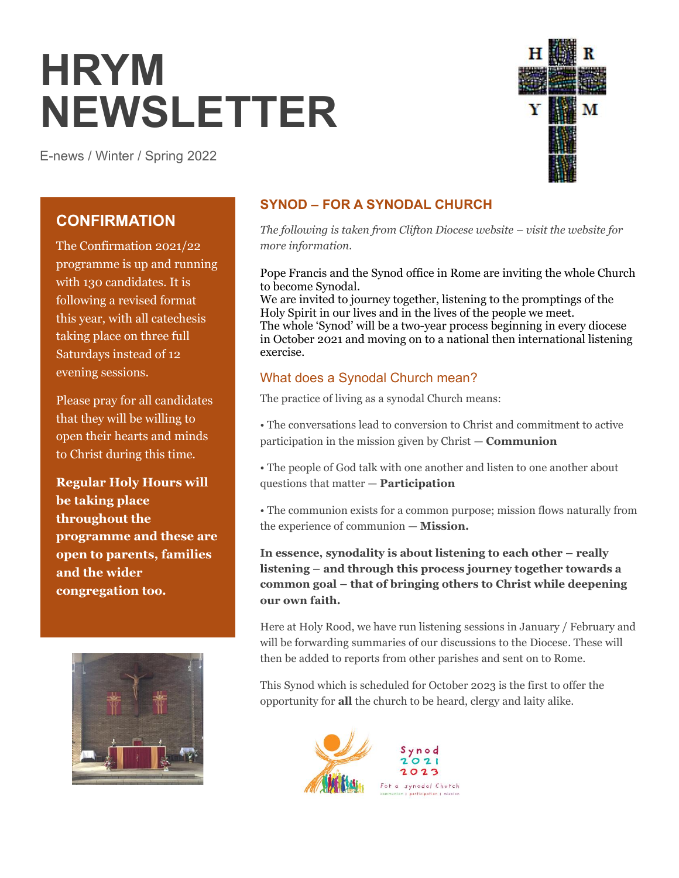# HRYM NEWSLETTER

E-news / Winter / Spring 2022

## CONFIRMATION

The Confirmation 2021/22 programme is up and running with 130 candidates. It is following a revised format this year, with all catechesis taking place on three full Saturdays instead of 12 evening sessions.

Please pray for all candidates that they will be willing to open their hearts and minds to Christ during this time.

**Regular Holy Hours will be taking place throughout the programme and these are open to parents, families and the wider congregation too.**

## SYNOD – FOR A SYNODAL CHURCH

*The following is taken from Clifton Diocese website – visit the website for more information.*

Pope Francis and the Synod office in Rome are inviting the whole Church to become Synodal.
We are invited to journey together, listening to the promptings of the Holy Spirit in our lives and in the lives of the people we meet.
The whole 'Synod' will be a two-year process beginning in every diocese in October 2021 and moving on to a national then international listening exercise.

### What does a Synodal Church mean?

The practice of living as a synodal Church means:

• The conversations lead to conversion to Christ and commitment to active participation in the mission given by Christ — **Communion**

• The people of God talk with one another and listen to one another about questions that matter — **Participation**

• The communion exists for a common purpose; mission flows naturally from the experience of communion — **Mission.**

**In essence, synodality is about listening to each other – really listening – and through this process journey together towards a common goal – that of bringing others to Christ while deepening our own faith.**

Here at Holy Rood, we have run listening sessions in January / February and will be forwarding summaries of our discussions to the Diocese. These will then be added to reports from other parishes and sent on to Rome.

This Synod which is scheduled for October 2023 is the first to offer the opportunity for **all** the church to be heard, clergy and laity alike.

Synod 2021 2023

For a synodal Church

communion | participation | mission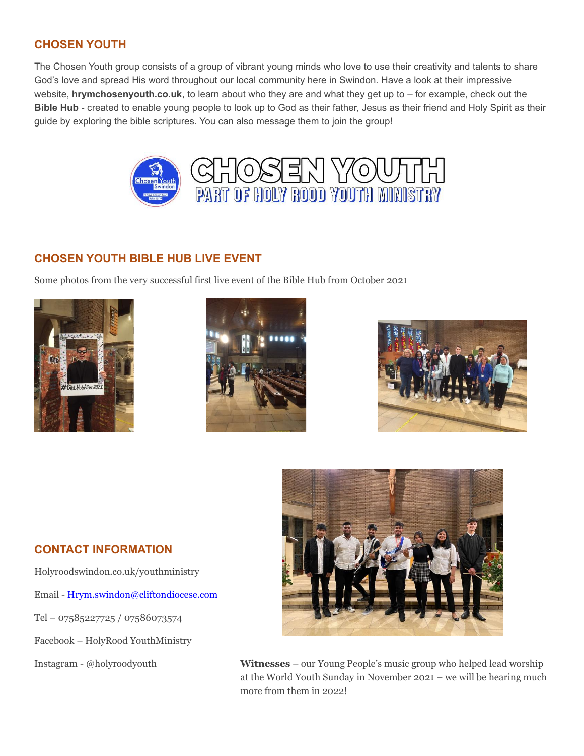## CHOSEN YOUTH

The Chosen Youth group consists of a group of vibrant young minds who love to use their creativity and talents to share God's love and spread His word throughout our local community here in Swindon. Have a look at their impressive website, **hrymchosenyouth.co.uk**, to learn about who they are and what they get up to – for example, check out the **Bible Hub** - created to enable young people to look up to God as their father, Jesus as their friend and Holy Spirit as their guide by exploring the bible scriptures. You can also message them to join the group!

## CHOSEN YOUTH BIBLE HUB LIVE EVENT

Some photos from the very successful first live event of the Bible Hub from October 2021

## CONTACT INFORMATION

Holyroodswindon.co.uk/youthministry

Email - Hrym.swindon@cliftondiocese.com

Tel – 07585227725 / 07586073574

Facebook – HolyRood YouthMinistry

Instagram - @holyroodyouth

**Witnesses** – our Young People's music group who helped lead worship at the World Youth Sunday in November 2021 – we will be hearing much more from them in 2022!